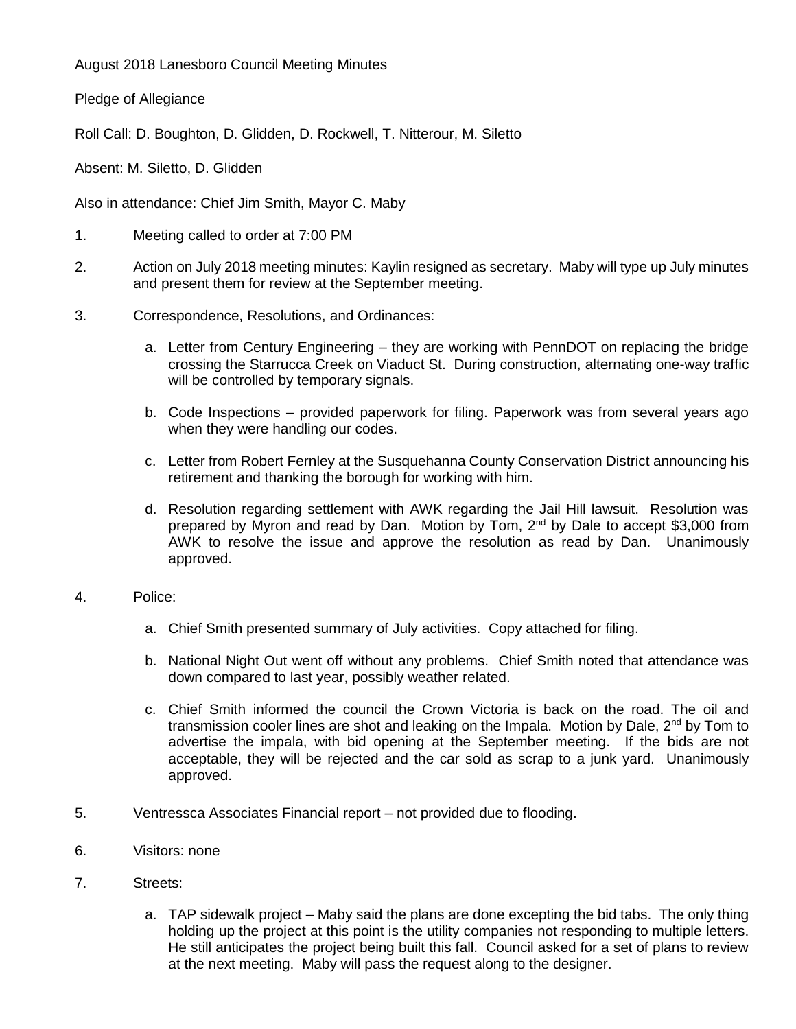August 2018 Lanesboro Council Meeting Minutes

Pledge of Allegiance

Roll Call: D. Boughton, D. Glidden, D. Rockwell, T. Nitterour, M. Siletto

Absent: M. Siletto, D. Glidden

Also in attendance: Chief Jim Smith, Mayor C. Maby

1. Meeting called to order at 7:00 PM

2. Action on July 2018 meeting minutes: Kaylin resigned as secretary. Maby will type up July minutes and present them for review at the September meeting.

3. Correspondence, Resolutions, and Ordinances:

   a. Letter from Century Engineering – they are working with PennDOT on replacing the bridge crossing the Starrucca Creek on Viaduct St. During construction, alternating one-way traffic will be controlled by temporary signals.

   b. Code Inspections – provided paperwork for filing. Paperwork was from several years ago when they were handling our codes.

   c. Letter from Robert Fernley at the Susquehanna County Conservation District announcing his retirement and thanking the borough for working with him.

   d. Resolution regarding settlement with AWK regarding the Jail Hill lawsuit. Resolution was prepared by Myron and read by Dan. Motion by Tom, 2nd by Dale to accept $3,000 from AWK to resolve the issue and approve the resolution as read by Dan. Unanimously approved.

4. Police:

   a. Chief Smith presented summary of July activities. Copy attached for filing.

   b. National Night Out went off without any problems. Chief Smith noted that attendance was down compared to last year, possibly weather related.

   c. Chief Smith informed the council the Crown Victoria is back on the road. The oil and transmission cooler lines are shot and leaking on the Impala. Motion by Dale, 2nd by Tom to advertise the impala, with bid opening at the September meeting. If the bids are not acceptable, they will be rejected and the car sold as scrap to a junk yard. Unanimously approved.

5. Ventressca Associates Financial report – not provided due to flooding.

6. Visitors: none

7. Streets:

   a. TAP sidewalk project – Maby said the plans are done excepting the bid tabs. The only thing holding up the project at this point is the utility companies not responding to multiple letters. He still anticipates the project being built this fall. Council asked for a set of plans to review at the next meeting. Maby will pass the request along to the designer.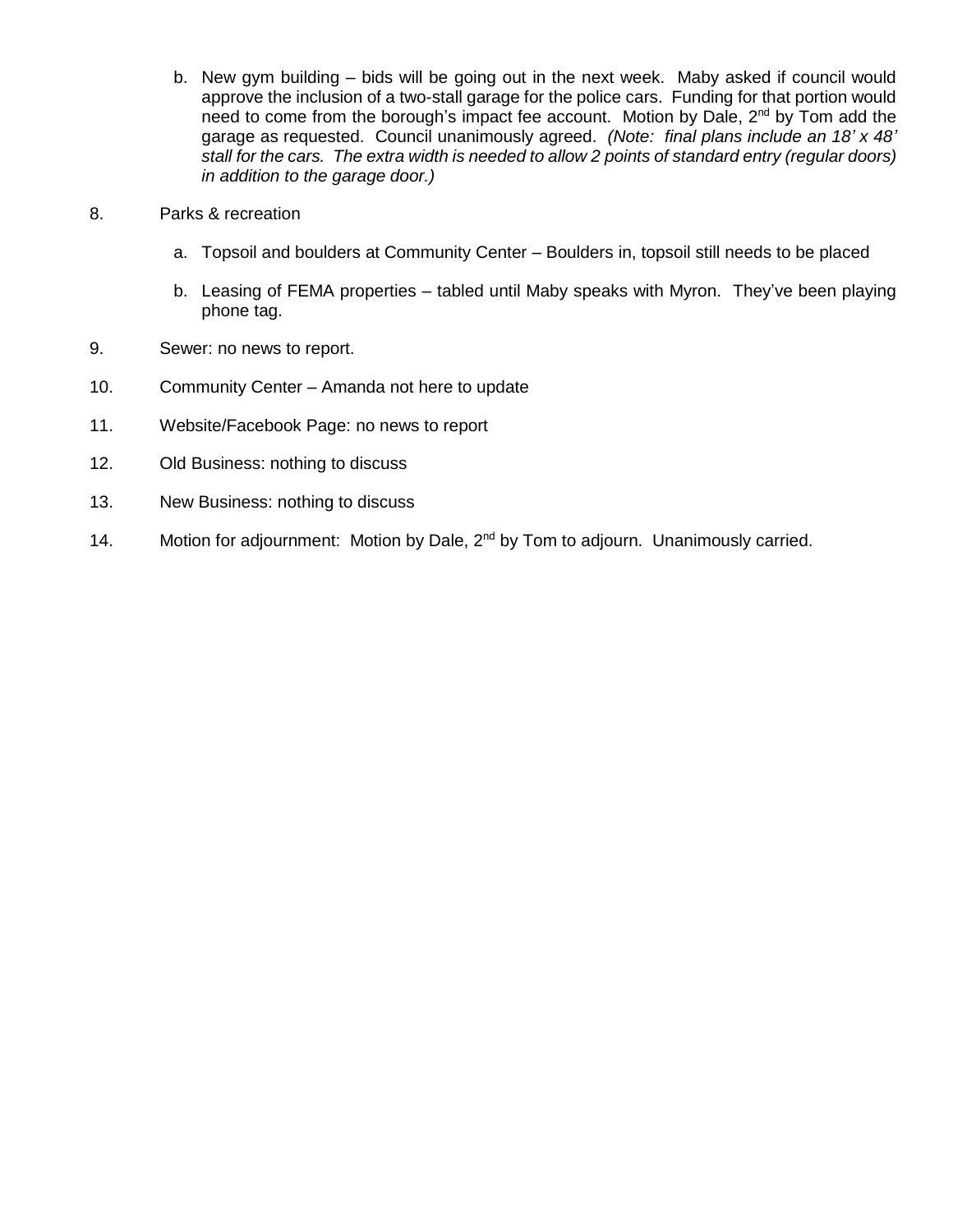b. New gym building – bids will be going out in the next week. Maby asked if council would approve the inclusion of a two-stall garage for the police cars. Funding for that portion would need to come from the borough's impact fee account. Motion by Dale, 2nd by Tom add the garage as requested. Council unanimously agreed. *(Note: final plans include an 18' x 48' stall for the cars. The extra width is needed to allow 2 points of standard entry (regular doors) in addition to the garage door.)*

8. Parks & recreation

   a. Topsoil and boulders at Community Center – Boulders in, topsoil still needs to be placed

   b. Leasing of FEMA properties – tabled until Maby speaks with Myron. They've been playing phone tag.

9. Sewer: no news to report.

10. Community Center – Amanda not here to update

11. Website/Facebook Page: no news to report

12. Old Business: nothing to discuss

13. New Business: nothing to discuss

14. Motion for adjournment: Motion by Dale, 2nd by Tom to adjourn. Unanimously carried.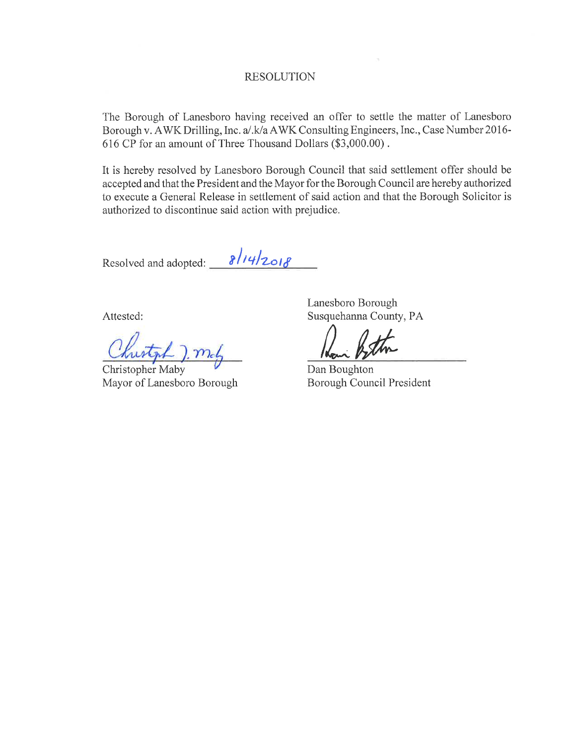# RESOLUTION

The Borough of Lanesboro having received an offer to settle the matter of Lanesboro Borough v. AWK Drilling, Inc. a/.k/a AWK Consulting Engineers, Inc., Case Number 2016-616 CP for an amount of Three Thousand Dollars ($3,000.00) .

It is hereby resolved by Lanesboro Borough Council that said settlement offer should be accepted and that the President and the Mayor for the Borough Council are hereby authorized to execute a General Release in settlement of said action and that the Borough Solicitor is authorized to discontinue said action with prejudice.

Resolved and adopted: 8/14/2018

Attested:

Christopher Maby
Mayor of Lanesboro Borough

Lanesboro Borough
Susquehanna County, PA

Dan Boughton
Borough Council President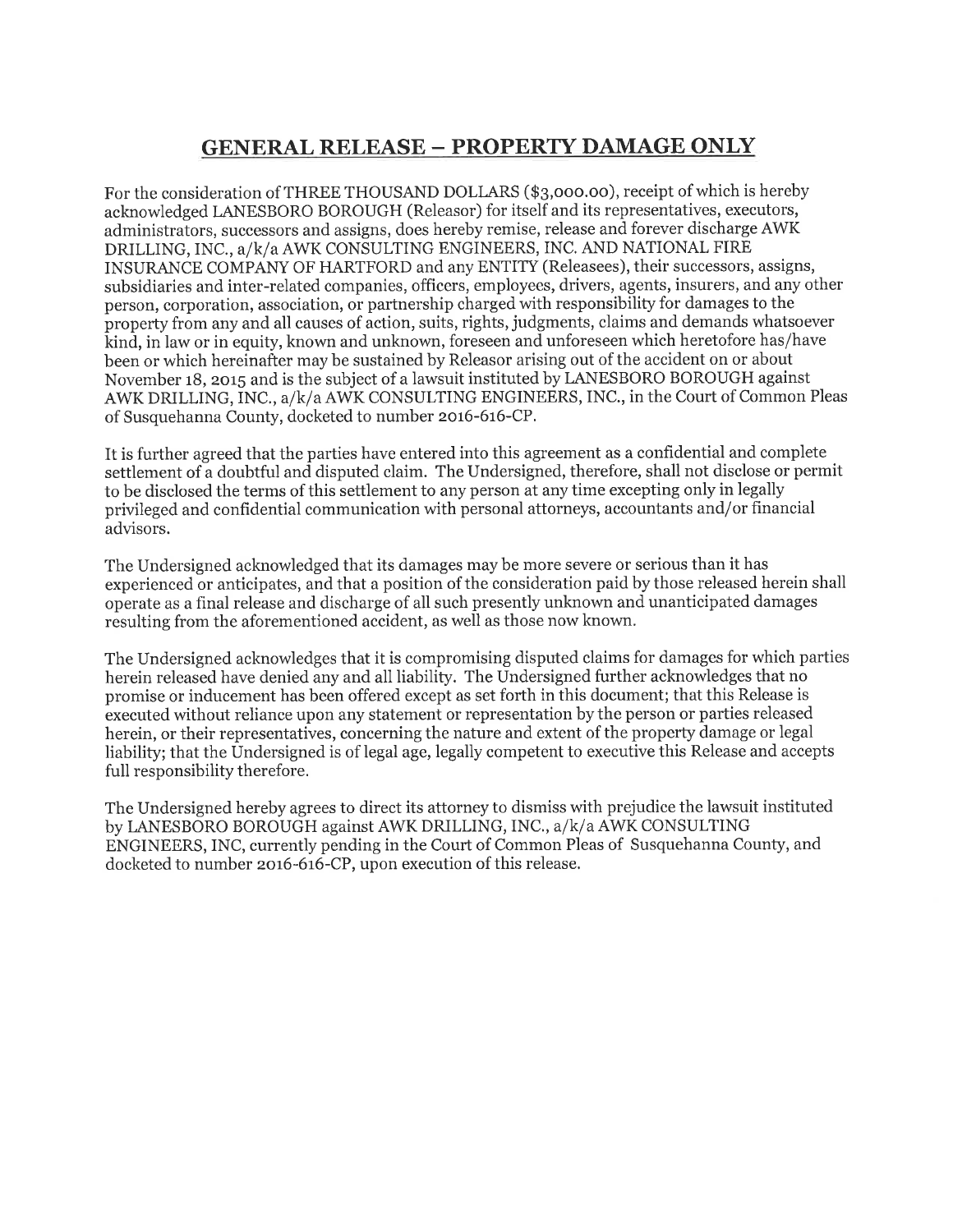## GENERAL RELEASE – PROPERTY DAMAGE ONLY

For the consideration of THREE THOUSAND DOLLARS ($3,000.00), receipt of which is hereby acknowledged LANESBORO BOROUGH (Releasor) for itself and its representatives, executors, administrators, successors and assigns, does hereby remise, release and forever discharge AWK DRILLING, INC., a/k/a AWK CONSULTING ENGINEERS, INC. AND NATIONAL FIRE INSURANCE COMPANY OF HARTFORD and any ENTITY (Releasees), their successors, assigns, subsidiaries and inter-related companies, officers, employees, drivers, agents, insurers, and any other person, corporation, association, or partnership charged with responsibility for damages to the property from any and all causes of action, suits, rights, judgments, claims and demands whatsoever kind, in law or in equity, known and unknown, foreseen and unforeseen which heretofore has/have been or which hereinafter may be sustained by Releasor arising out of the accident on or about November 18, 2015 and is the subject of a lawsuit instituted by LANESBORO BOROUGH against AWK DRILLING, INC., a/k/a AWK CONSULTING ENGINEERS, INC., in the Court of Common Pleas of Susquehanna County, docketed to number 2016-616-CP.

It is further agreed that the parties have entered into this agreement as a confidential and complete settlement of a doubtful and disputed claim. The Undersigned, therefore, shall not disclose or permit to be disclosed the terms of this settlement to any person at any time excepting only in legally privileged and confidential communication with personal attorneys, accountants and/or financial advisors.

The Undersigned acknowledged that its damages may be more severe or serious than it has experienced or anticipates, and that a position of the consideration paid by those released herein shall operate as a final release and discharge of all such presently unknown and unanticipated damages resulting from the aforementioned accident, as well as those now known.

The Undersigned acknowledges that it is compromising disputed claims for damages for which parties herein released have denied any and all liability. The Undersigned further acknowledges that no promise or inducement has been offered except as set forth in this document; that this Release is executed without reliance upon any statement or representation by the person or parties released herein, or their representatives, concerning the nature and extent of the property damage or legal liability; that the Undersigned is of legal age, legally competent to executive this Release and accepts full responsibility therefore.

The Undersigned hereby agrees to direct its attorney to dismiss with prejudice the lawsuit instituted by LANESBORO BOROUGH against AWK DRILLING, INC., a/k/a AWK CONSULTING ENGINEERS, INC, currently pending in the Court of Common Pleas of Susquehanna County, and docketed to number 2016-616-CP, upon execution of this release.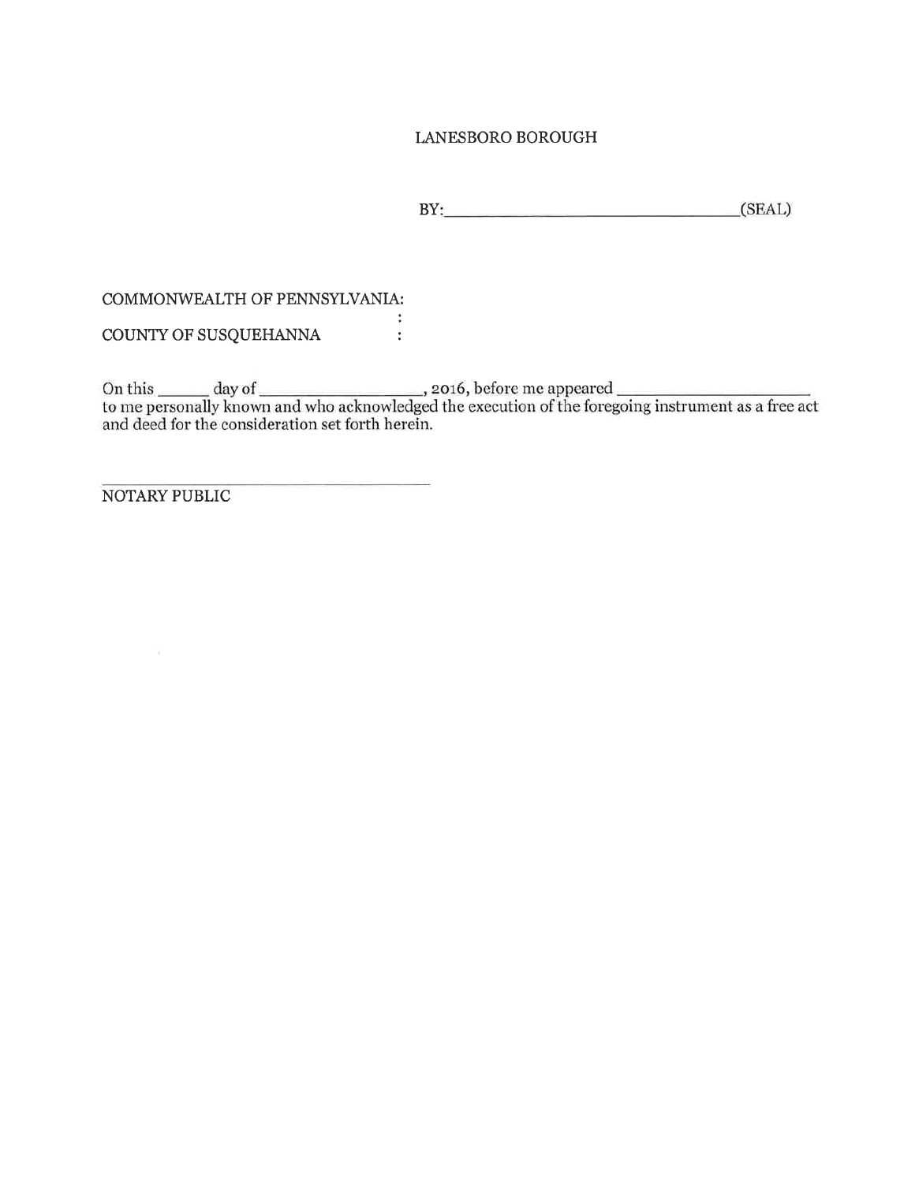LANESBORO BOROUGH

BY:\_\_\_\_\_\_\_\_\_\_\_\_\_\_\_\_\_\_\_\_\_\_\_\_\_\_\_\_\_\_\_\_(SEAL)

COMMONWEALTH OF PENNSYLVANIA:
:
COUNTY OF SUSQUEHANNA :

On this \_\_\_\_\_\_ day of \_\_\_\_\_\_\_\_\_\_\_\_\_\_\_\_\_\_, 2016, before me appeared \_\_\_\_\_\_\_\_\_\_\_\_\_\_\_\_\_\_\_\_\_ to me personally known and who acknowledged the execution of the foregoing instrument as a free act and deed for the consideration set forth herein.

\_\_\_\_\_\_\_\_\_\_\_\_\_\_\_\_\_\_\_\_\_\_\_\_\_\_\_\_\_\_\_\_\_\_\_\_

NOTARY PUBLIC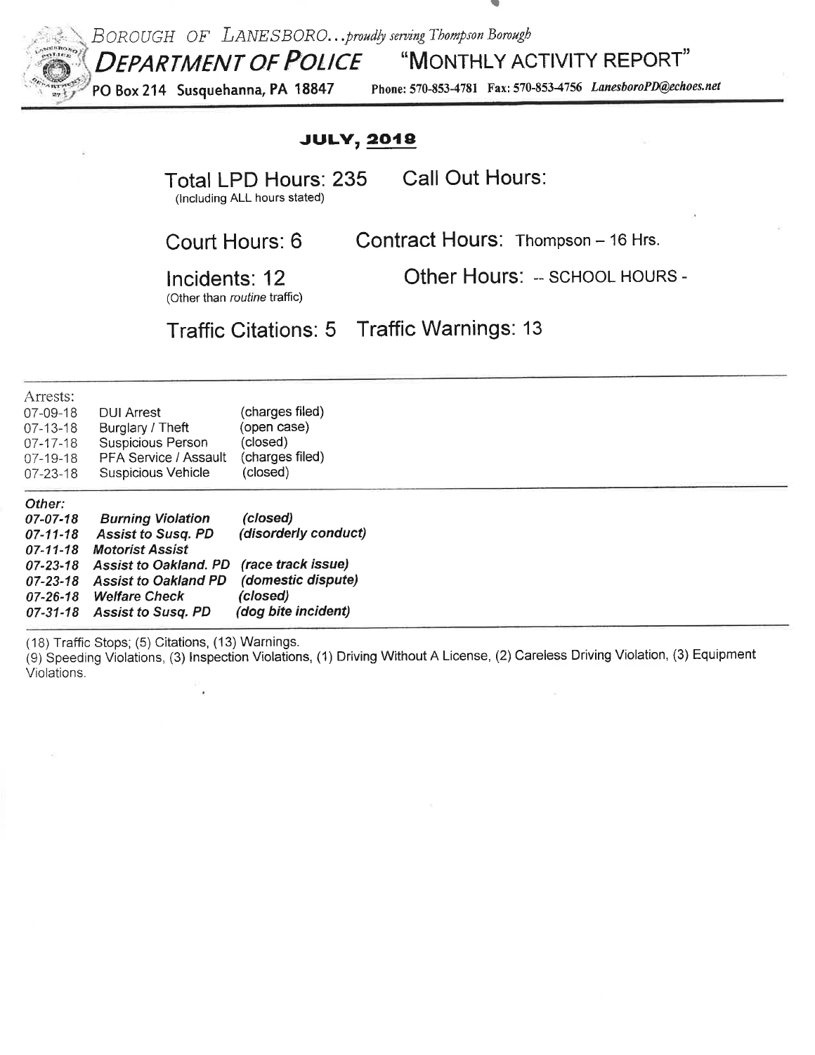BOROUGH OF LANESBORO...*proudly serving Thompson Borough*

# DEPARTMENT OF POLICE "MONTHLY ACTIVITY REPORT"

**PO Box 214 Susquehanna, PA 18847** Phone: 570-853-4781 Fax: 570-853-4756 *LanesboroPD@echoes.net*

## JULY, 2018

Total LPD Hours: 235
(Including ALL hours stated)

Call Out Hours:

Court Hours: 6

Contract Hours: Thompson – 16 Hrs.

Incidents: 12
(Other than *routine* traffic)

Other Hours: -- SCHOOL HOURS -

Traffic Citations: 5

Traffic Warnings: 13

---

Arrests:

| | | |
|---|---|---|
| 07-09-18 | DUI Arrest | (charges filed) |
| 07-13-18 | Burglary / Theft | (open case) |
| 07-17-18 | Suspicious Person | (closed) |
| 07-19-18 | PFA Service / Assault | (charges filed) |
| 07-23-18 | Suspicious Vehicle | (closed) |

*Other:*

| | | |
|---|---|---|
| ***07-07-18*** | ***Burning Violation*** | ***(closed)*** |
| ***07-11-18*** | ***Assist to Susq. PD*** | ***(disorderly conduct)*** |
| ***07-11-18*** | ***Motorist Assist*** | |
| ***07-23-18*** | ***Assist to Oakland. PD*** | ***(race track issue)*** |
| ***07-23-18*** | ***Assist to Oakland PD*** | ***(domestic dispute)*** |
| ***07-26-18*** | ***Welfare Check*** | ***(closed)*** |
| ***07-31-18*** | ***Assist to Susq. PD*** | ***(dog bite incident)*** |

(18) Traffic Stops; (5) Citations, (13) Warnings.
(9) Speeding Violations, (3) Inspection Violations, (1) Driving Without A License, (2) Careless Driving Violation, (3) Equipment Violations.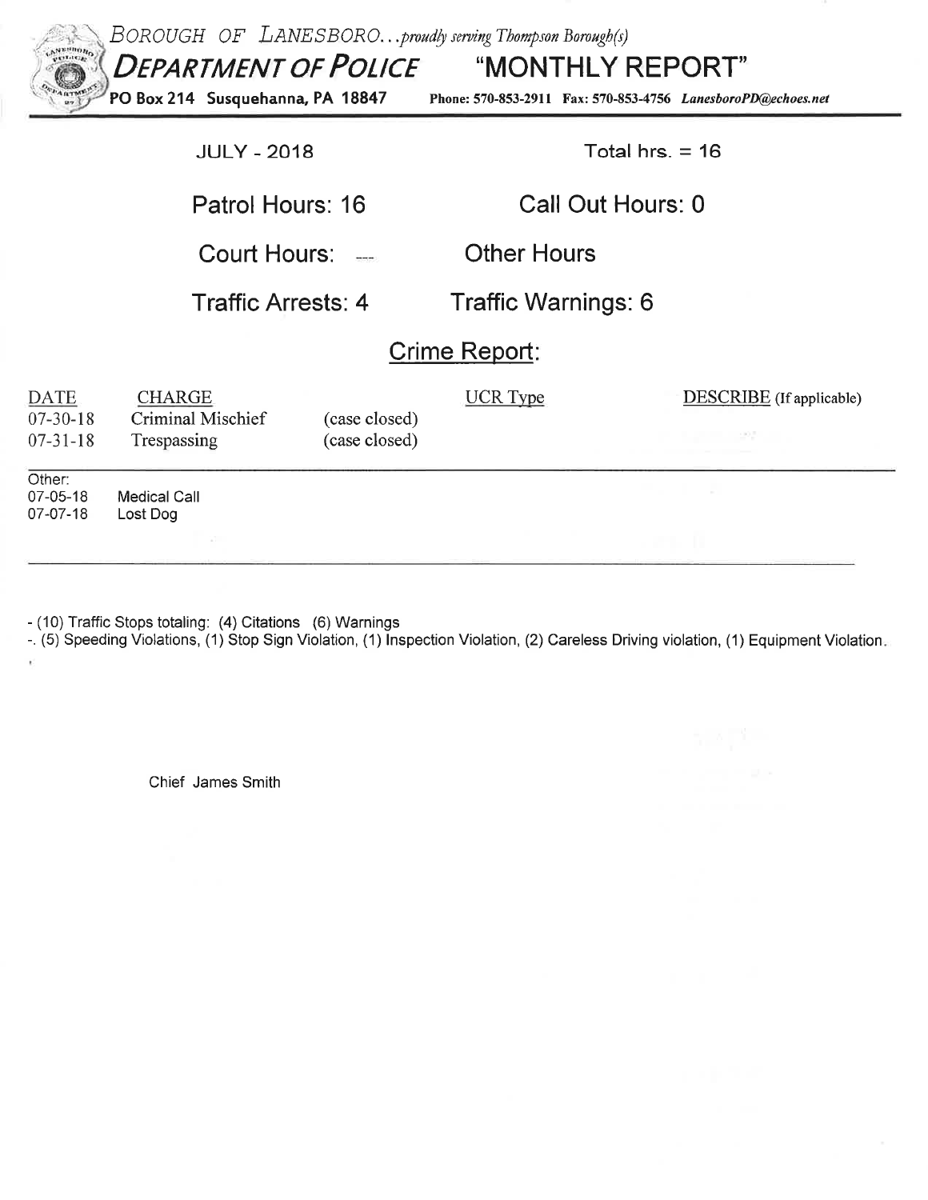*BOROUGH OF LANESBORO...proudly serving Thompson Borough(s)*

# DEPARTMENT OF POLICE "MONTHLY REPORT"

**PO Box 214 Susquehanna, PA 18847** **Phone: 570-853-2911 Fax: 570-853-4756** ***LanesboroPD@echoes.net***

JULY - 2018 Total hrs. = 16

Patrol Hours: 16 Call Out Hours: 0

Court Hours: --- Other Hours

Traffic Arrests: 4 Traffic Warnings: 6

## Crime Report:

| DATE | CHARGE | | UCR Type | DESCRIBE (If applicable) |
|---|---|---|---|---|
| 07-30-18 | Criminal Mischief | (case closed) | | |
| 07-31-18 | Trespassing | (case closed) | | |

Other:

| | |
|---|---|
| 07-05-18 | Medical Call |
| 07-07-18 | Lost Dog |

- (10) Traffic Stops totaling: (4) Citations (6) Warnings
-. (5) Speeding Violations, (1) Stop Sign Violation, (1) Inspection Violation, (2) Careless Driving violation, (1) Equipment Violation.

Chief James Smith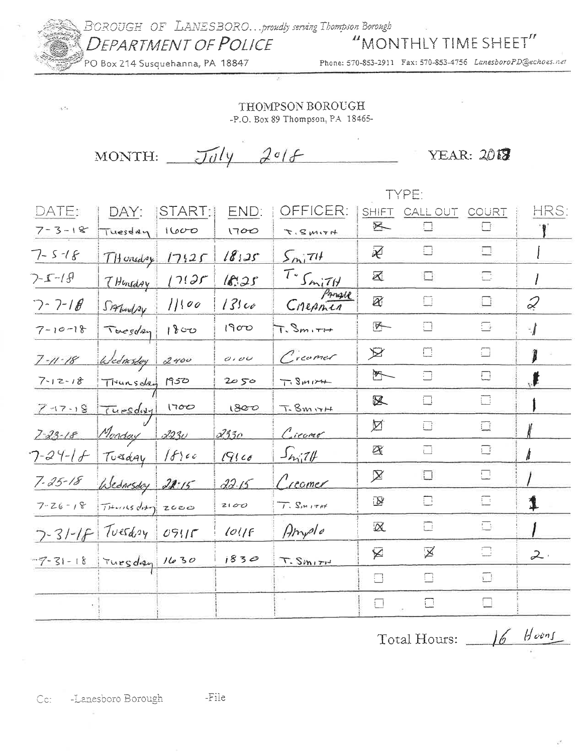BOROUGH OF LANESBORO...*proudly serving Thompson Borough*

# DEPARTMENT OF POLICE

## "MONTHLY TIME SHEET"

PO Box 214 Susquehanna, PA 18847

Phone: 570-853-2911 Fax: 570-853-4756 LanesboroPD@echoes.net

THOMPSON BOROUGH
-P.O. Box 89 Thompson, PA 18465-

MONTH: July 2018 YEAR: 2018

| DATE: | DAY: | START: | END: | OFFICER: | TYPE: SHIFT | CALL OUT | COURT | HRS: |
|---|---|---|---|---|---|---|---|---|
| 7-3-18 | Tuesday | 1600 | 1700 | T. SMITH | ☒ | ☐ | ☐ | 1 |
| 7-5-18 | THursday | 17:25 | 18:25 | Smith | ☒ | ☐ | ☐ | 1 |
| 7-5-18 | THursday | 17:25 | 18:25 | T. Smith | ☒ | ☐ | ☐ | 1 |
| 7-7-18 | Saturday | 11:00 | 13:00 | Pringle Creamer | ☒ | ☐ | ☐ | 2 |
| 7-10-18 | Tuesday | 1800 | 1900 | T. Smith | ☒ | ☐ | ☐ | 1 |
| 7-11-18 | Wednesday | 2400 | 0100 | Creamer | ☒ | ☐ | ☐ | 1 |
| 7-12-18 | Thursday | 1950 | 2050 | T. Smith | ☒ | ☐ | ☐ | 1 |
| 7-17-18 | Tuesday | 1700 | 1800 | T. Smith | ☒ | ☐ | ☐ | 1 |
| 7-23-18 | Monday | 2230 | 2330 | Creamer | ☒ | ☐ | ☐ | 1 |
| 7-24-18 | Tuesday | 18:00 | 19:00 | Smith | ☒ | ☐ | ☐ | 1 |
| 7-25-18 | Wednesday | 21:15 | 22:15 | Creamer | ☒ | ☐ | ☐ | 1 |
| 7-26-18 | Thursday | 2000 | 2100 | T. Smith | ☒ | ☐ | ☐ | 1 |
| 7-31-18 | Tuesday | 09:15 | 10:15 | Ampla | ☒ | ☐ | ☐ | 1 |
| 7-31-18 | Tuesday | 1630 | 1830 | T. Smith | ☒ | ☒ | ☐ | 2 |
| | | | | | ☐ | ☐ | ☐ | |
| | | | | | ☐ | ☐ | ☐ | |

Total Hours: 16 Hours

Cc: -Lanesboro Borough -File